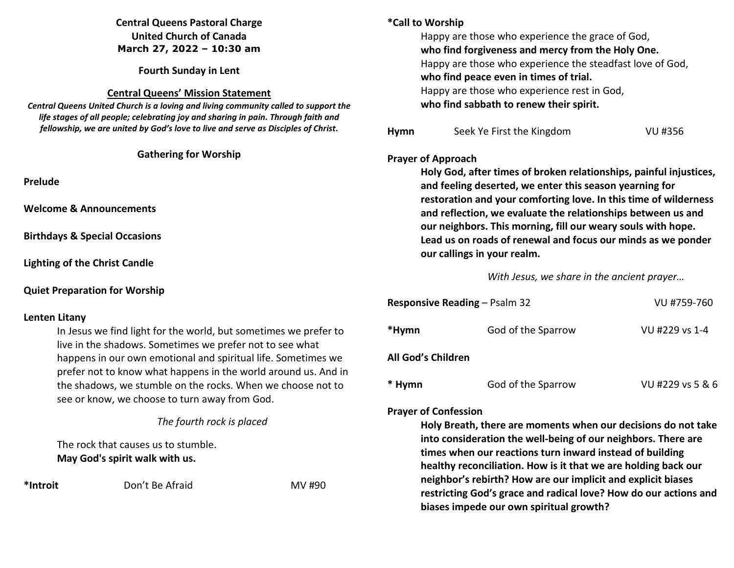**Central Queens Pastoral Charge**
**United Church of Canada**
**March 27, 2022 – 10:30 am**

**Fourth Sunday in Lent**

## Central Queens' Mission Statement

***Central Queens United Church is a loving and living community called to support the life stages of all people; celebrating joy and sharing in pain. Through faith and fellowship, we are united by God's love to live and serve as Disciples of Christ.***

## Gathering for Worship

**Prelude**

**Welcome & Announcements**

**Birthdays & Special Occasions**

**Lighting of the Christ Candle**

**Quiet Preparation for Worship**

**Lenten Litany**

In Jesus we find light for the world, but sometimes we prefer to live in the shadows. Sometimes we prefer not to see what happens in our own emotional and spiritual life. Sometimes we prefer not to know what happens in the world around us. And in the shadows, we stumble on the rocks. When we choose not to see or know, we choose to turn away from God.

*The fourth rock is placed*

The rock that causes us to stumble.
**May God's spirit walk with us.**

**\*Introit** Don't Be Afraid MV #90

**\*Call to Worship**

Happy are those who experience the grace of God,
**who find forgiveness and mercy from the Holy One.**
Happy are those who experience the steadfast love of God,
**who find peace even in times of trial.**
Happy are those who experience rest in God,
**who find sabbath to renew their spirit.**

**Hymn** Seek Ye First the Kingdom VU #356

**Prayer of Approach**

**Holy God, after times of broken relationships, painful injustices, and feeling deserted, we enter this season yearning for restoration and your comforting love. In this time of wilderness and reflection, we evaluate the relationships between us and our neighbors. This morning, fill our weary souls with hope. Lead us on roads of renewal and focus our minds as we ponder our callings in your realm.**

*With Jesus, we share in the ancient prayer…*

**Responsive Reading** – Psalm 32 VU #759-760

**\*Hymn** God of the Sparrow VU #229 vs 1-4

**All God's Children**

**\* Hymn** God of the Sparrow VU #229 vs 5 & 6

**Prayer of Confession**

**Holy Breath, there are moments when our decisions do not take into consideration the well-being of our neighbors. There are times when our reactions turn inward instead of building healthy reconciliation. How is it that we are holding back our neighbor's rebirth? How are our implicit and explicit biases restricting God's grace and radical love? How do our actions and biases impede our own spiritual growth?**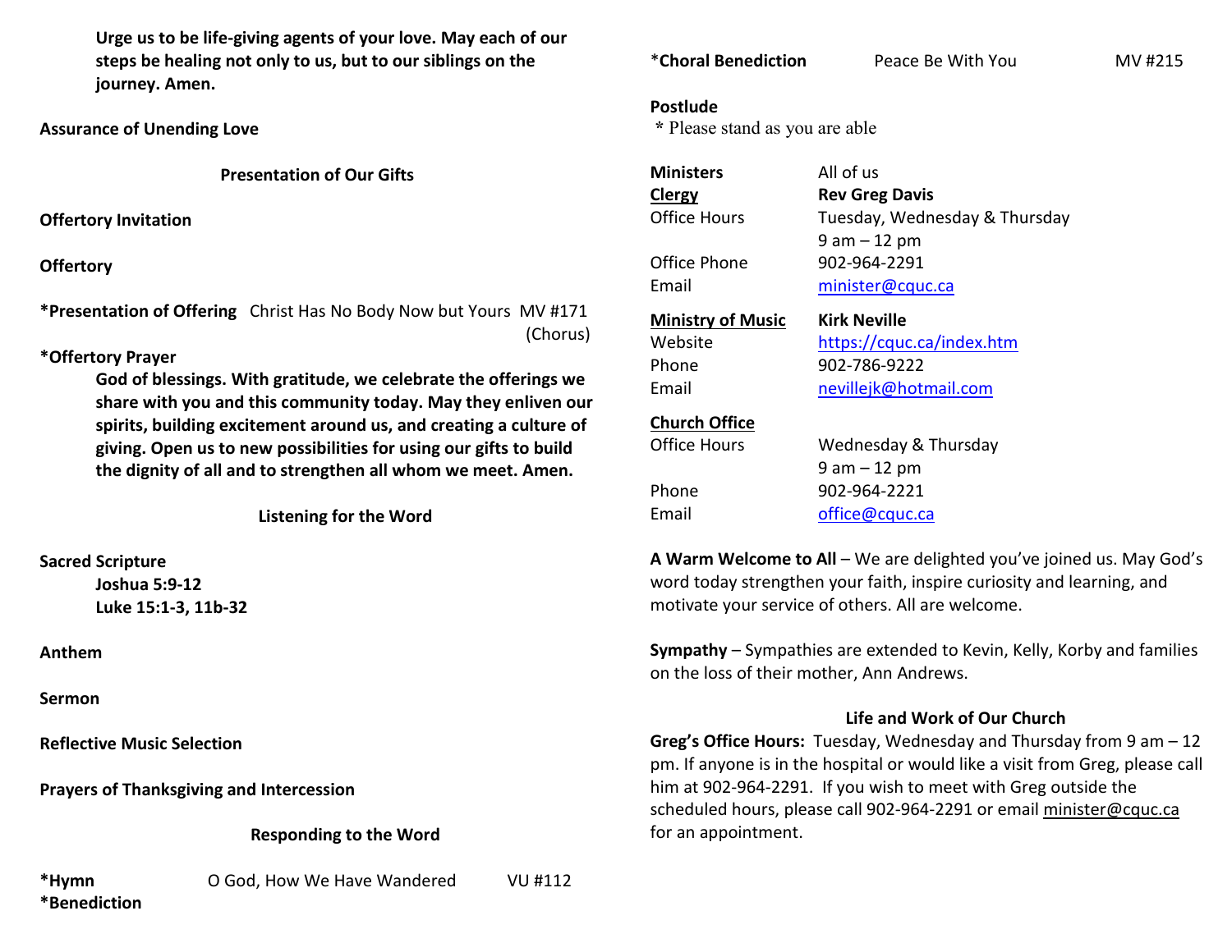**Urge us to be life-giving agents of your love. May each of our steps be healing not only to us, but to our siblings on the journey. Amen.**

**Assurance of Unending Love**

**Presentation of Our Gifts**

**Offertory Invitation**

**Offertory**

***Presentation of Offering** Christ Has No Body Now but Yours MV #171 (Chorus)

***Offertory Prayer**

**God of blessings. With gratitude, we celebrate the offerings we share with you and this community today. May they enliven our spirits, building excitement around us, and creating a culture of giving. Open us to new possibilities for using our gifts to build the dignity of all and to strengthen all whom we meet. Amen.**

**Listening for the Word**

**Sacred Scripture**

**Joshua 5:9-12**
**Luke 15:1-3, 11b-32**

**Anthem**

**Sermon**

**Reflective Music Selection**

**Prayers of Thanksgiving and Intercession**

**Responding to the Word**

***Hymn** O God, How We Have Wandered VU #112

***Benediction**

***Choral Benediction** Peace Be With You MV #215

**Postlude**

* Please stand as you are able

| | |
|---|---|
| **Ministers** | All of us |
| **Clergy** | **Rev Greg Davis** |
| Office Hours | Tuesday, Wednesday & Thursday 9 am – 12 pm |
| Office Phone | 902-964-2291 |
| Email | minister@cquc.ca |
| **Ministry of Music** | **Kirk Neville** |
| Website | https://cquc.ca/index.htm |
| Phone | 902-786-9222 |
| Email | nevillejk@hotmail.com |
| **Church Office** | |
| Office Hours | Wednesday & Thursday 9 am – 12 pm |
| Phone | 902-964-2221 |
| Email | office@cquc.ca |

**A Warm Welcome to All** – We are delighted you've joined us. May God's word today strengthen your faith, inspire curiosity and learning, and motivate your service of others. All are welcome.

**Sympathy** – Sympathies are extended to Kevin, Kelly, Korby and families on the loss of their mother, Ann Andrews.

**Life and Work of Our Church**

**Greg's Office Hours:** Tuesday, Wednesday and Thursday from 9 am – 12 pm. If anyone is in the hospital or would like a visit from Greg, please call him at 902-964-2291. If you wish to meet with Greg outside the scheduled hours, please call 902-964-2291 or email minister@cquc.ca for an appointment.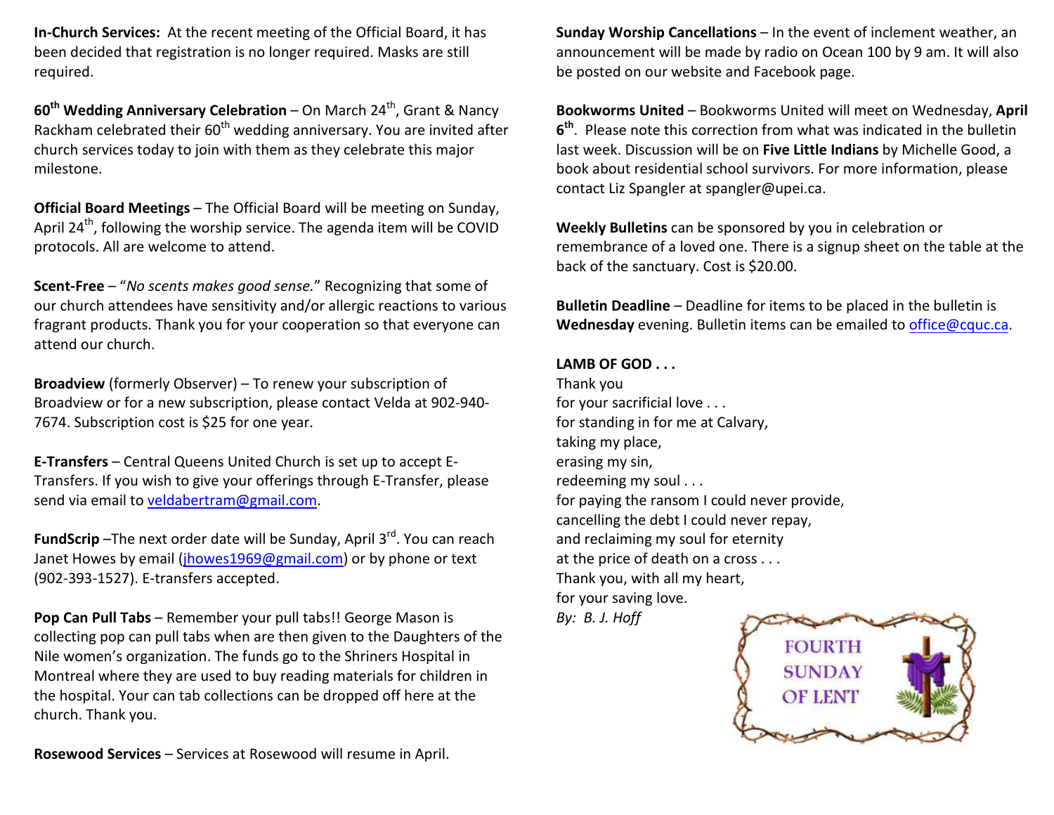**In-Church Services:** At the recent meeting of the Official Board, it has been decided that registration is no longer required. Masks are still required.

**60th Wedding Anniversary Celebration** – On March 24th, Grant & Nancy Rackham celebrated their 60th wedding anniversary. You are invited after church services today to join with them as they celebrate this major milestone.

**Official Board Meetings** – The Official Board will be meeting on Sunday, April 24th, following the worship service. The agenda item will be COVID protocols. All are welcome to attend.

**Scent-Free** – "*No scents makes good sense.*" Recognizing that some of our church attendees have sensitivity and/or allergic reactions to various fragrant products. Thank you for your cooperation so that everyone can attend our church.

**Broadview** (formerly Observer) – To renew your subscription of Broadview or for a new subscription, please contact Velda at 902-940-7674. Subscription cost is $25 for one year.

**E-Transfers** – Central Queens United Church is set up to accept E-Transfers. If you wish to give your offerings through E-Transfer, please send via email to veldabertram@gmail.com.

**FundScrip** –The next order date will be Sunday, April 3rd. You can reach Janet Howes by email (jhowes1969@gmail.com) or by phone or text (902-393-1527). E-transfers accepted.

**Pop Can Pull Tabs** – Remember your pull tabs!! George Mason is collecting pop can pull tabs when are then given to the Daughters of the Nile women's organization. The funds go to the Shriners Hospital in Montreal where they are used to buy reading materials for children in the hospital. Your can tab collections can be dropped off here at the church. Thank you.

**Rosewood Services** – Services at Rosewood will resume in April.

**Sunday Worship Cancellations** – In the event of inclement weather, an announcement will be made by radio on Ocean 100 by 9 am. It will also be posted on our website and Facebook page.

**Bookworms United** – Bookworms United will meet on Wednesday, **April 6th**. Please note this correction from what was indicated in the bulletin last week. Discussion will be on **Five Little Indians** by Michelle Good, a book about residential school survivors. For more information, please contact Liz Spangler at spangler@upei.ca.

**Weekly Bulletins** can be sponsored by you in celebration or remembrance of a loved one. There is a signup sheet on the table at the back of the sanctuary. Cost is $20.00.

**Bulletin Deadline** – Deadline for items to be placed in the bulletin is **Wednesday** evening. Bulletin items can be emailed to office@cquc.ca.

**LAMB OF GOD . . .**

Thank you  
for your sacrificial love . . .  
for standing in for me at Calvary,  
taking my place,  
erasing my sin,  
redeeming my soul . . .  
for paying the ransom I could never provide,  
cancelling the debt I could never repay,  
and reclaiming my soul for eternity  
at the price of death on a cross . . .  
Thank you, with all my heart,  
for your saving love.  
*By: B. J. Hoff*

FOURTH SUNDAY OF LENT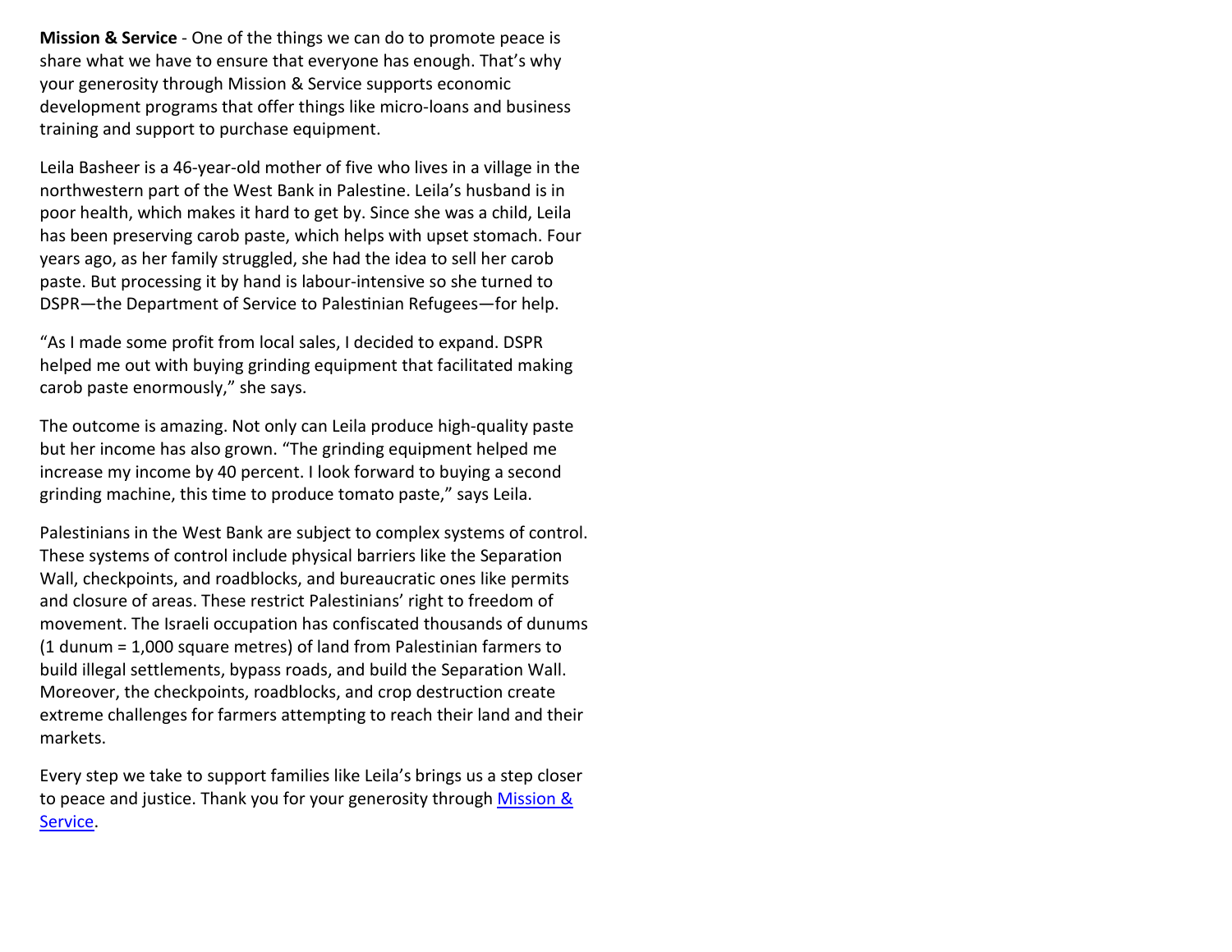**Mission & Service** - One of the things we can do to promote peace is share what we have to ensure that everyone has enough. That's why your generosity through Mission & Service supports economic development programs that offer things like micro-loans and business training and support to purchase equipment.

Leila Basheer is a 46-year-old mother of five who lives in a village in the northwestern part of the West Bank in Palestine. Leila's husband is in poor health, which makes it hard to get by. Since she was a child, Leila has been preserving carob paste, which helps with upset stomach. Four years ago, as her family struggled, she had the idea to sell her carob paste. But processing it by hand is labour-intensive so she turned to DSPR—the Department of Service to Palestinian Refugees—for help.

"As I made some profit from local sales, I decided to expand. DSPR helped me out with buying grinding equipment that facilitated making carob paste enormously," she says.

The outcome is amazing. Not only can Leila produce high-quality paste but her income has also grown. "The grinding equipment helped me increase my income by 40 percent. I look forward to buying a second grinding machine, this time to produce tomato paste," says Leila.

Palestinians in the West Bank are subject to complex systems of control. These systems of control include physical barriers like the Separation Wall, checkpoints, and roadblocks, and bureaucratic ones like permits and closure of areas. These restrict Palestinians' right to freedom of movement. The Israeli occupation has confiscated thousands of dunums (1 dunum = 1,000 square metres) of land from Palestinian farmers to build illegal settlements, bypass roads, and build the Separation Wall. Moreover, the checkpoints, roadblocks, and crop destruction create extreme challenges for farmers attempting to reach their land and their markets.

Every step we take to support families like Leila's brings us a step closer to peace and justice. Thank you for your generosity through Mission & Service.